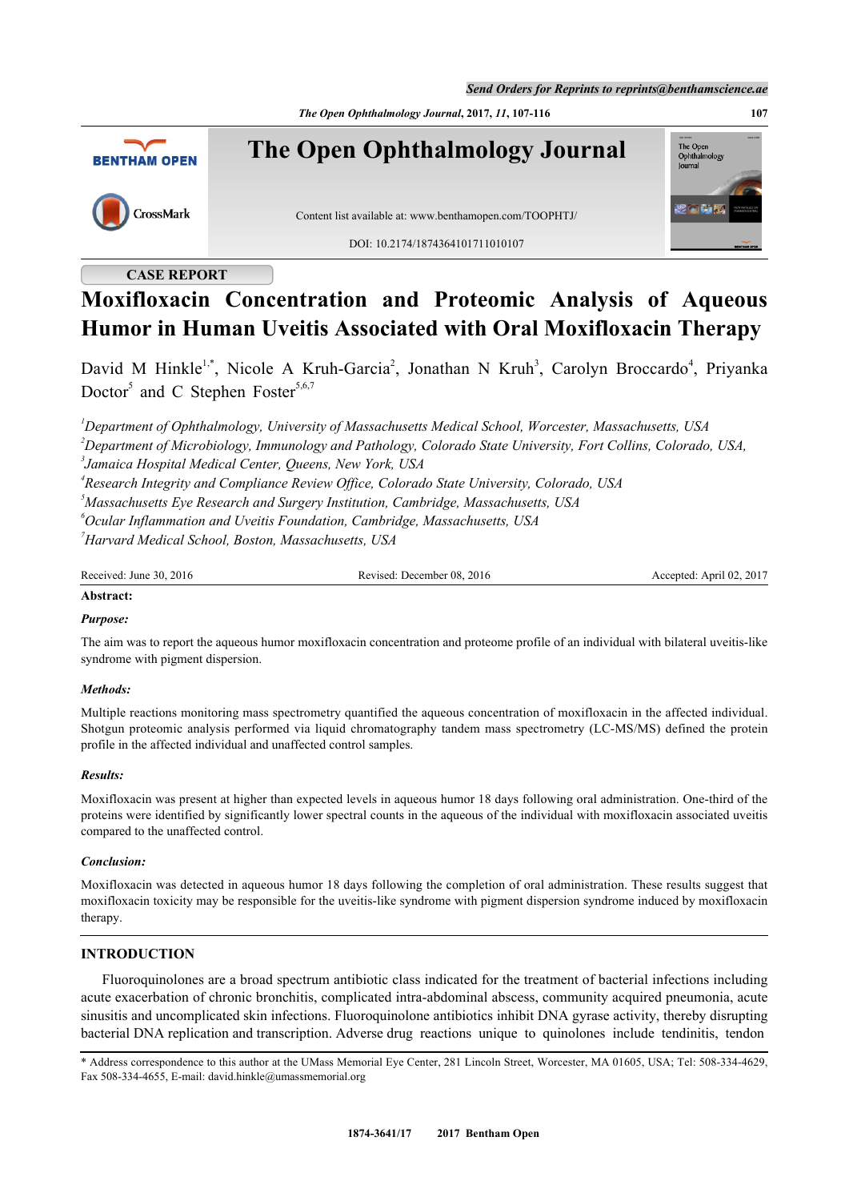CASE REPORT

# Moxifloxacin Concentration and Proteomic Analysis of Aqueous Humor in Human Uveitis Associated with Oral Moxifloxacin Therapy

David M Hinkle[1,*], Nicole A Kruh-Garcia[2], Jonathan N Kruh[3], Carolyn Broccardo[4], Priyanka Doctor[5] and C Stephen Foster[5,6,7]

[1]*Department of Ophthalmology, University of Massachusetts Medical School, Worcester, Massachusetts, USA*
[2]*Department of Microbiology, Immunology and Pathology, Colorado State University, Fort Collins, Colorado, USA,*
[3]*Jamaica Hospital Medical Center, Queens, New York, USA*
[4]*Research Integrity and Compliance Review Office, Colorado State University, Colorado, USA*
[5]*Massachusetts Eye Research and Surgery Institution, Cambridge, Massachusetts, USA*
[6]*Ocular Inflammation and Uveitis Foundation, Cambridge, Massachusetts, USA*
[7]*Harvard Medical School, Boston, Massachusetts, USA*

Received: June 30, 2016 | Revised: December 08, 2016 | Accepted: April 02, 2017

**Abstract:**

***Purpose:***

The aim was to report the aqueous humor moxifloxacin concentration and proteome profile of an individual with bilateral uveitis-like syndrome with pigment dispersion.

***Methods:***

Multiple reactions monitoring mass spectrometry quantified the aqueous concentration of moxifloxacin in the affected individual. Shotgun proteomic analysis performed via liquid chromatography tandem mass spectrometry (LC-MS/MS) defined the protein profile in the affected individual and unaffected control samples.

***Results:***

Moxifloxacin was present at higher than expected levels in aqueous humor 18 days following oral administration. One-third of the proteins were identified by significantly lower spectral counts in the aqueous of the individual with moxifloxacin associated uveitis compared to the unaffected control.

***Conclusion:***

Moxifloxacin was detected in aqueous humor 18 days following the completion of oral administration. These results suggest that moxifloxacin toxicity may be responsible for the uveitis-like syndrome with pigment dispersion syndrome induced by moxifloxacin therapy.

## INTRODUCTION

Fluoroquinolones are a broad spectrum antibiotic class indicated for the treatment of bacterial infections including acute exacerbation of chronic bronchitis, complicated intra-abdominal abscess, community acquired pneumonia, acute sinusitis and uncomplicated skin infections. Fluoroquinolone antibiotics inhibit DNA gyrase activity, thereby disrupting bacterial DNA replication and transcription. Adverse drug reactions unique to quinolones include tendinitis, tendon

* Address correspondence to this author at the UMass Memorial Eye Center, 281 Lincoln Street, Worcester, MA 01605, USA; Tel: 508-334-4629, Fax 508-334-4655, E-mail: david.hinkle@umassmemorial.org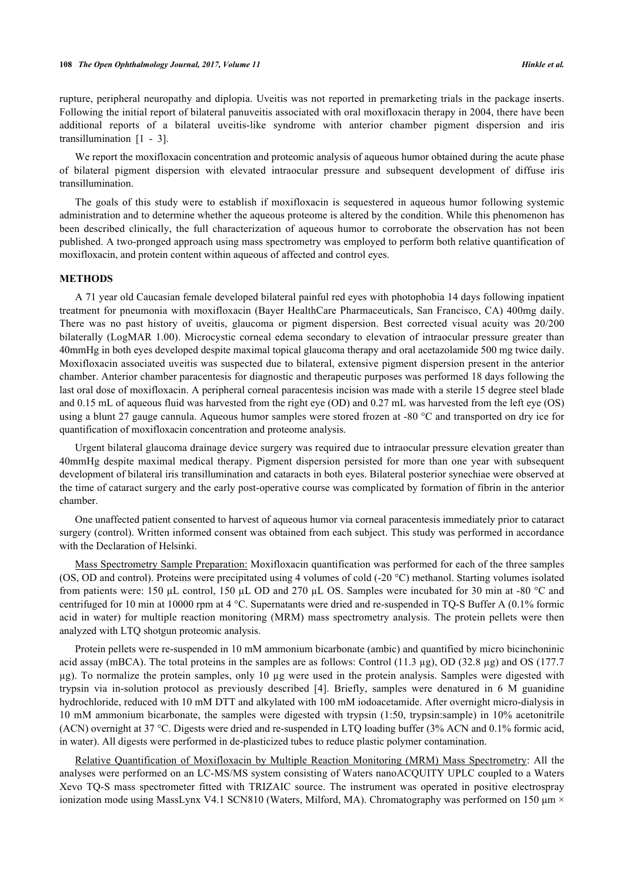rupture, peripheral neuropathy and diplopia. Uveitis was not reported in premarketing trials in the package inserts. Following the initial report of bilateral panuveitis associated with oral moxifloxacin therapy in 2004, there have been additional reports of a bilateral uveitis-like syndrome with anterior chamber pigment dispersion and iris transillumination [1 - 3].

We report the moxifloxacin concentration and proteomic analysis of aqueous humor obtained during the acute phase of bilateral pigment dispersion with elevated intraocular pressure and subsequent development of diffuse iris transillumination.

The goals of this study were to establish if moxifloxacin is sequestered in aqueous humor following systemic administration and to determine whether the aqueous proteome is altered by the condition. While this phenomenon has been described clinically, the full characterization of aqueous humor to corroborate the observation has not been published. A two-pronged approach using mass spectrometry was employed to perform both relative quantification of moxifloxacin, and protein content within aqueous of affected and control eyes.

## METHODS

A 71 year old Caucasian female developed bilateral painful red eyes with photophobia 14 days following inpatient treatment for pneumonia with moxifloxacin (Bayer HealthCare Pharmaceuticals, San Francisco, CA) 400mg daily. There was no past history of uveitis, glaucoma or pigment dispersion. Best corrected visual acuity was 20/200 bilaterally (LogMAR 1.00). Microcystic corneal edema secondary to elevation of intraocular pressure greater than 40mmHg in both eyes developed despite maximal topical glaucoma therapy and oral acetazolamide 500 mg twice daily. Moxifloxacin associated uveitis was suspected due to bilateral, extensive pigment dispersion present in the anterior chamber. Anterior chamber paracentesis for diagnostic and therapeutic purposes was performed 18 days following the last oral dose of moxifloxacin. A peripheral corneal paracentesis incision was made with a sterile 15 degree steel blade and 0.15 mL of aqueous fluid was harvested from the right eye (OD) and 0.27 mL was harvested from the left eye (OS) using a blunt 27 gauge cannula. Aqueous humor samples were stored frozen at -80 °C and transported on dry ice for quantification of moxifloxacin concentration and proteome analysis.

Urgent bilateral glaucoma drainage device surgery was required due to intraocular pressure elevation greater than 40mmHg despite maximal medical therapy. Pigment dispersion persisted for more than one year with subsequent development of bilateral iris transillumination and cataracts in both eyes. Bilateral posterior synechiae were observed at the time of cataract surgery and the early post-operative course was complicated by formation of fibrin in the anterior chamber.

One unaffected patient consented to harvest of aqueous humor via corneal paracentesis immediately prior to cataract surgery (control). Written informed consent was obtained from each subject. This study was performed in accordance with the Declaration of Helsinki.

Mass Spectrometry Sample Preparation: Moxifloxacin quantification was performed for each of the three samples (OS, OD and control). Proteins were precipitated using 4 volumes of cold (-20 °C) methanol. Starting volumes isolated from patients were: 150 µL control, 150 µL OD and 270 µL OS. Samples were incubated for 30 min at -80 °C and centrifuged for 10 min at 10000 rpm at 4 °C. Supernatants were dried and re-suspended in TQ-S Buffer A (0.1% formic acid in water) for multiple reaction monitoring (MRM) mass spectrometry analysis. The protein pellets were then analyzed with LTQ shotgun proteomic analysis.

Protein pellets were re-suspended in 10 mM ammonium bicarbonate (ambic) and quantified by micro bicinchoninic acid assay (mBCA). The total proteins in the samples are as follows: Control (11.3 µg), OD (32.8 µg) and OS (177.7 µg). To normalize the protein samples, only 10 µg were used in the protein analysis. Samples were digested with trypsin via in-solution protocol as previously described [4]. Briefly, samples were denatured in 6 M guanidine hydrochloride, reduced with 10 mM DTT and alkylated with 100 mM iodoacetamide. After overnight micro-dialysis in 10 mM ammonium bicarbonate, the samples were digested with trypsin (1:50, trypsin:sample) in 10% acetonitrile (ACN) overnight at 37 °C. Digests were dried and re-suspended in LTQ loading buffer (3% ACN and 0.1% formic acid, in water). All digests were performed in de-plasticized tubes to reduce plastic polymer contamination.

Relative Quantification of Moxifloxacin by Multiple Reaction Monitoring (MRM) Mass Spectrometry: All the analyses were performed on an LC-MS/MS system consisting of Waters nanoACQUITY UPLC coupled to a Waters Xevo TQ-S mass spectrometer fitted with TRIZAIC source. The instrument was operated in positive electrospray ionization mode using MassLynx V4.1 SCN810 (Waters, Milford, MA). Chromatography was performed on 150 µm ×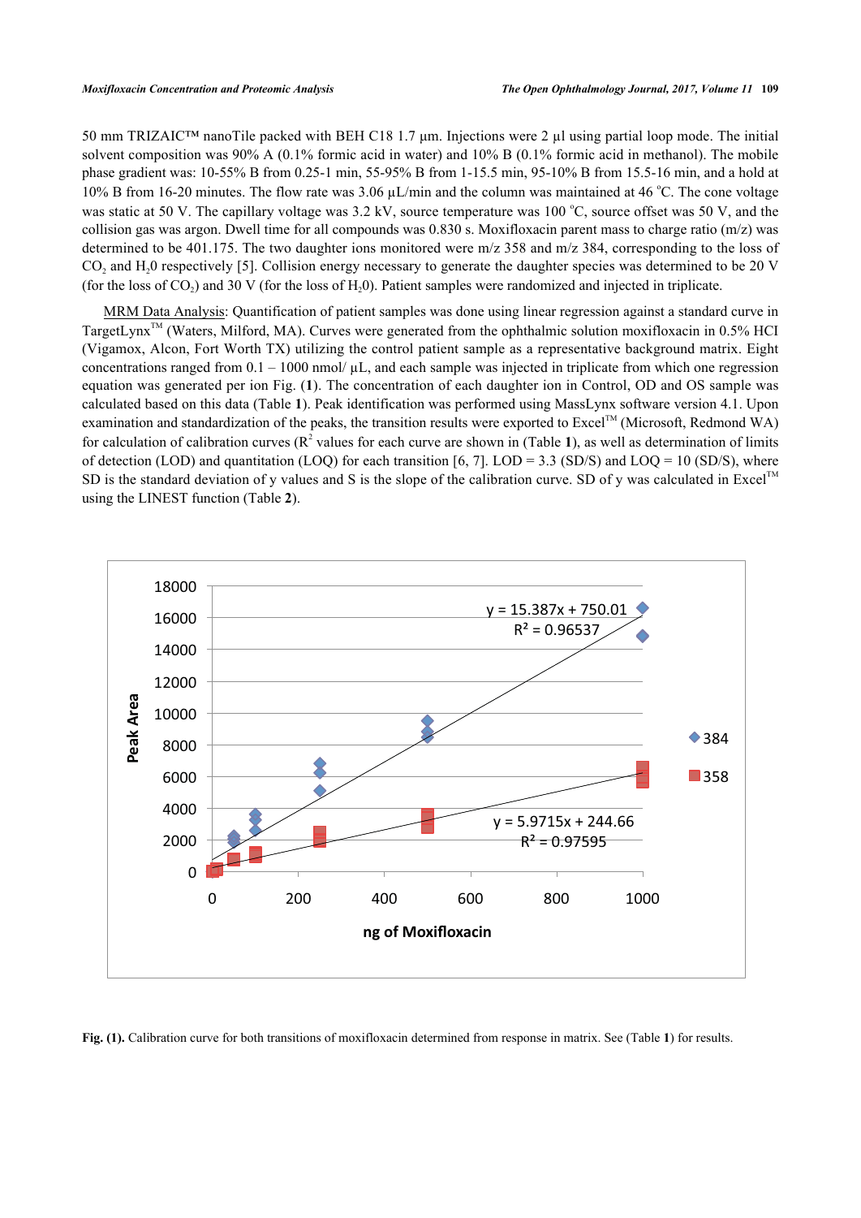50 mm TRIZAIC™ nanoTile packed with BEH C18 1.7 µm. Injections were 2 µl using partial loop mode. The initial solvent composition was 90% A (0.1% formic acid in water) and 10% B (0.1% formic acid in methanol). The mobile phase gradient was: 10-55% B from 0.25-1 min, 55-95% B from 1-15.5 min, 95-10% B from 15.5-16 min, and a hold at 10% B from 16-20 minutes. The flow rate was 3.06 µL/min and the column was maintained at 46 °C. The cone voltage was static at 50 V. The capillary voltage was 3.2 kV, source temperature was 100 °C, source offset was 50 V, and the collision gas was argon. Dwell time for all compounds was 0.830 s. Moxifloxacin parent mass to charge ratio (m/z) was determined to be 401.175. The two daughter ions monitored were m/z 358 and m/z 384, corresponding to the loss of $CO_2$ and $H_20$ respectively [5]. Collision energy necessary to generate the daughter species was determined to be 20 V (for the loss of $CO_2$) and 30 V (for the loss of $H_20$). Patient samples were randomized and injected in triplicate.

MRM Data Analysis: Quantification of patient samples was done using linear regression against a standard curve in TargetLynx™ (Waters, Milford, MA). Curves were generated from the ophthalmic solution moxifloxacin in 0.5% HCl (Vigamox, Alcon, Fort Worth TX) utilizing the control patient sample as a representative background matrix. Eight concentrations ranged from 0.1 – 1000 nmol/ µL, and each sample was injected in triplicate from which one regression equation was generated per ion Fig. (**1**). The concentration of each daughter ion in Control, OD and OS sample was calculated based on this data (Table **1**). Peak identification was performed using MassLynx software version 4.1. Upon examination and standardization of the peaks, the transition results were exported to Excel™ (Microsoft, Redmond WA) for calculation of calibration curves ($R^2$ values for each curve are shown in (Table **1**), as well as determination of limits of detection (LOD) and quantitation (LOQ) for each transition [6, 7]. LOD = 3.3 (SD/S) and LOQ = 10 (SD/S), where SD is the standard deviation of y values and S is the slope of the calibration curve. SD of y was calculated in Excel™ using the LINEST function (Table **2**).

**Fig. (1).** Calibration curve for both transitions of moxifloxacin determined from response in matrix. See (Table **1**) for results.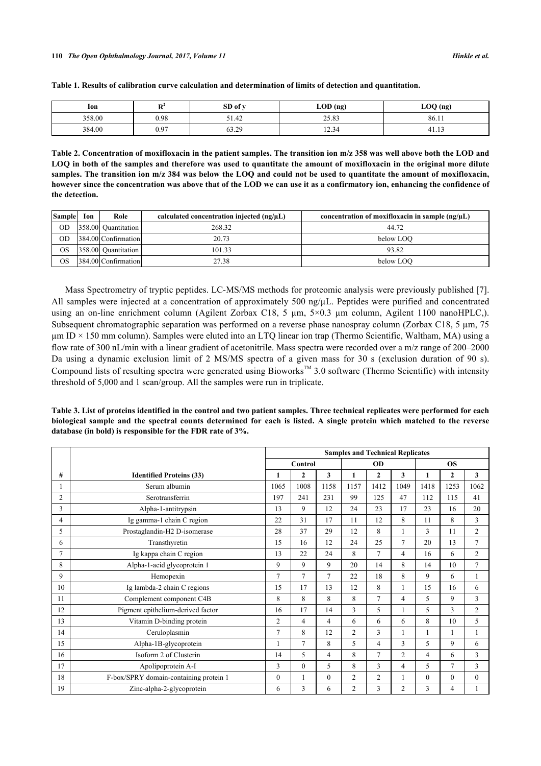**Table 1. Results of calibration curve calculation and determination of limits of detection and quantitation.**

| Ion | $R^2$ | SD of y | LOD (ng) | LOQ (ng) |
|---|---|---|---|---|
| 358.00 | 0.98 | 51.42 | 25.83 | 86.11 |
| 384.00 | 0.97 | 63.29 | 12.34 | 41.13 |

**Table 2. Concentration of moxifloxacin in the patient samples. The transition ion m/z 358 was well above both the LOD and LOQ in both of the samples and therefore was used to quantitate the amount of moxifloxacin in the original more dilute samples. The transition ion m/z 384 was below the LOQ and could not be used to quantitate the amount of moxifloxacin, however since the concentration was above that of the LOD we can use it as a confirmatory ion, enhancing the confidence of the detection.**

| Sample | Ion | Role | calculated concentration injected (ng/µL) | concentration of moxifloxacin in sample (ng/µL) |
|---|---|---|---|---|
| OD | 358.00 | Quantitation | 268.32 | 44.72 |
| OD | 384.00 | Confirmation | 20.73 | below LOQ |
| OS | 358.00 | Quantitation | 101.33 | 93.82 |
| OS | 384.00 | Confirmation | 27.38 | below LOQ |

Mass Spectrometry of tryptic peptides. LC-MS/MS methods for proteomic analysis were previously published [7]. All samples were injected at a concentration of approximately 500 ng/µL. Peptides were purified and concentrated using an on-line enrichment column (Agilent Zorbax C18, 5 µm, 5×0.3 µm column, Agilent 1100 nanoHPLC,). Subsequent chromatographic separation was performed on a reverse phase nanospray column (Zorbax C18, 5 µm, 75 µm ID × 150 mm column). Samples were eluted into an LTQ linear ion trap (Thermo Scientific, Waltham, MA) using a flow rate of 300 nL/min with a linear gradient of acetonitrile. Mass spectra were recorded over a m/z range of 200–2000 Da using a dynamic exclusion limit of 2 MS/MS spectra of a given mass for 30 s (exclusion duration of 90 s). Compound lists of resulting spectra were generated using Bioworks™ 3.0 software (Thermo Scientific) with intensity threshold of 5,000 and 1 scan/group. All the samples were run in triplicate.

**Table 3. List of proteins identified in the control and two patient samples. Three technical replicates were performed for each biological sample and the spectral counts determined for each is listed. A single protein which matched to the reverse database (in bold) is responsible for the FDR rate of 3%.**

| | | Samples and Technical Replicates | | | | | | | | |
|---|---|---|---|---|---|---|---|---|---|---|
| | | Control | | | OD | | | OS | | |
| # | Identified Proteins (33) | 1 | 2 | 3 | 1 | 2 | 3 | 1 | 2 | 3 |
| 1 | Serum albumin | 1065 | 1008 | 1158 | 1157 | 1412 | 1049 | 1418 | 1253 | 1062 |
| 2 | Serotransferrin | 197 | 241 | 231 | 99 | 125 | 47 | 112 | 115 | 41 |
| 3 | Alpha-1-antitrypsin | 13 | 9 | 12 | 24 | 23 | 17 | 23 | 16 | 20 |
| 4 | Ig gamma-1 chain C region | 22 | 31 | 17 | 11 | 12 | 8 | 11 | 8 | 3 |
| 5 | Prostaglandin-H2 D-isomerase | 28 | 37 | 29 | 12 | 8 | 1 | 3 | 11 | 2 |
| 6 | Transthyretin | 15 | 16 | 12 | 24 | 25 | 7 | 20 | 13 | 7 |
| 7 | Ig kappa chain C region | 13 | 22 | 24 | 8 | 7 | 4 | 16 | 6 | 2 |
| 8 | Alpha-1-acid glycoprotein 1 | 9 | 9 | 9 | 20 | 14 | 8 | 14 | 10 | 7 |
| 9 | Hemopexin | 7 | 7 | 7 | 22 | 18 | 8 | 9 | 6 | 1 |
| 10 | Ig lambda-2 chain C regions | 15 | 17 | 13 | 12 | 8 | 1 | 15 | 16 | 6 |
| 11 | Complement component C4B | 8 | 8 | 8 | 8 | 7 | 4 | 5 | 9 | 3 |
| 12 | Pigment epithelium-derived factor | 16 | 17 | 14 | 3 | 5 | 1 | 5 | 3 | 2 |
| 13 | Vitamin D-binding protein | 2 | 4 | 4 | 6 | 6 | 6 | 8 | 10 | 5 |
| 14 | Ceruloplasmin | 7 | 8 | 12 | 2 | 3 | 1 | 1 | 1 | 1 |
| 15 | Alpha-1B-glycoprotein | 1 | 7 | 8 | 5 | 4 | 3 | 5 | 9 | 6 |
| 16 | Isoform 2 of Clusterin | 14 | 5 | 4 | 8 | 7 | 2 | 4 | 6 | 3 |
| 17 | Apolipoprotein A-I | 3 | 0 | 5 | 8 | 3 | 4 | 5 | 7 | 3 |
| 18 | F-box/SPRY domain-containing protein 1 | 0 | 1 | 0 | 2 | 2 | 1 | 0 | 0 | 0 |
| 19 | Zinc-alpha-2-glycoprotein | 6 | 3 | 6 | 2 | 3 | 2 | 3 | 4 | 1 |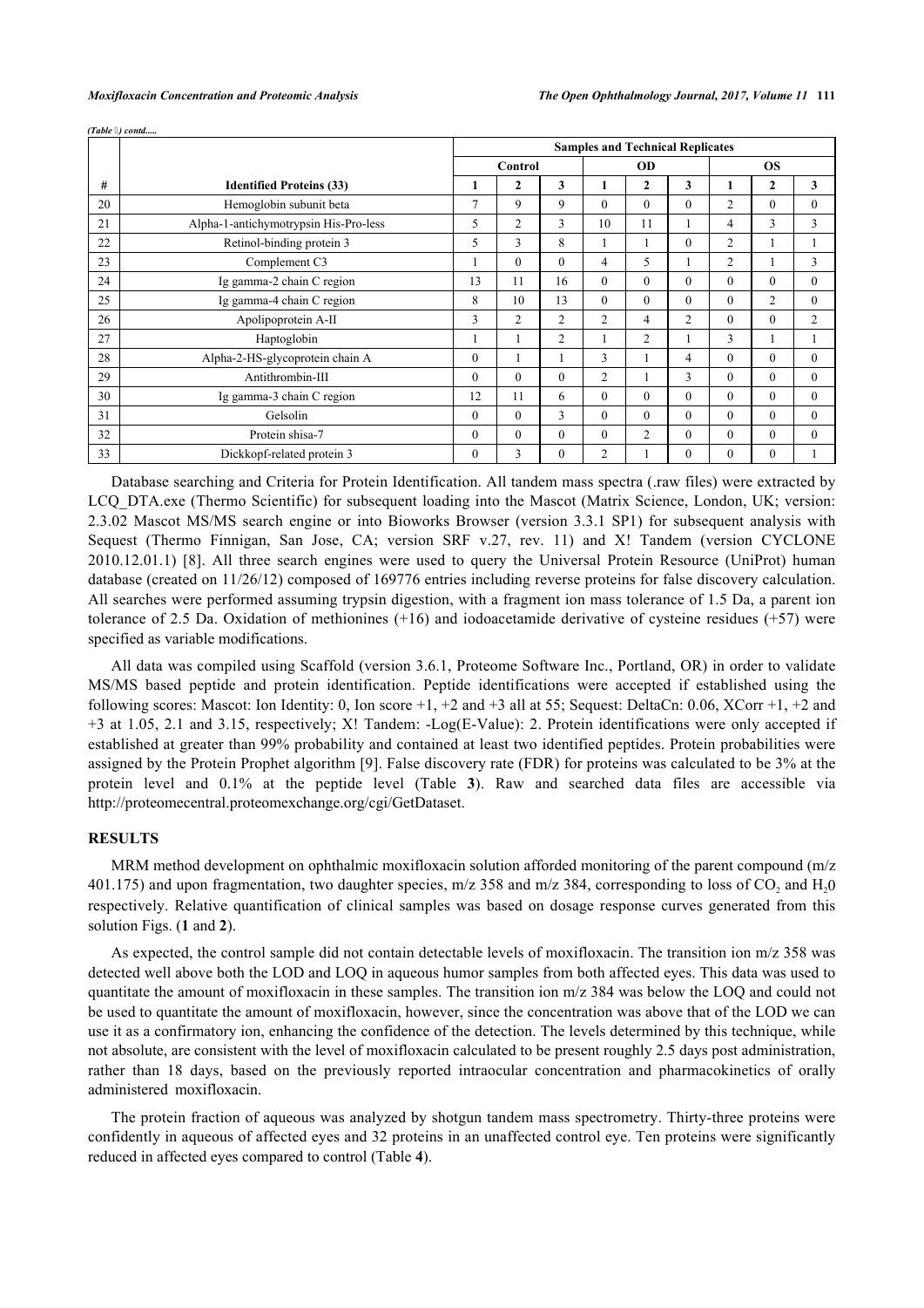*(Table 4) contd.....*

| # | Identified Proteins (33) | Samples and Technical Replicates | | | | | | | | |
|---|---|---|---|---|---|---|---|---|---|---|
| | | Control | | | OD | | | OS | | |
| | | 1 | 2 | 3 | 1 | 2 | 3 | 1 | 2 | 3 |
| 20 | Hemoglobin subunit beta | 7 | 9 | 9 | 0 | 0 | 0 | 2 | 0 | 0 |
| 21 | Alpha-1-antichymotrypsin His-Pro-less | 5 | 2 | 3 | 10 | 11 | 1 | 4 | 3 | 3 |
| 22 | Retinol-binding protein 3 | 5 | 3 | 8 | 1 | 1 | 0 | 2 | 1 | 1 |
| 23 | Complement C3 | 1 | 0 | 0 | 4 | 5 | 1 | 2 | 1 | 3 |
| 24 | Ig gamma-2 chain C region | 13 | 11 | 16 | 0 | 0 | 0 | 0 | 0 | 0 |
| 25 | Ig gamma-4 chain C region | 8 | 10 | 13 | 0 | 0 | 0 | 0 | 2 | 0 |
| 26 | Apolipoprotein A-II | 3 | 2 | 2 | 2 | 4 | 2 | 0 | 0 | 2 |
| 27 | Haptoglobin | 1 | 1 | 2 | 1 | 2 | 1 | 3 | 1 | 1 |
| 28 | Alpha-2-HS-glycoprotein chain A | 0 | 1 | 1 | 3 | 1 | 4 | 0 | 0 | 0 |
| 29 | Antithrombin-III | 0 | 0 | 0 | 2 | 1 | 3 | 0 | 0 | 0 |
| 30 | Ig gamma-3 chain C region | 12 | 11 | 6 | 0 | 0 | 0 | 0 | 0 | 0 |
| 31 | Gelsolin | 0 | 0 | 3 | 0 | 0 | 0 | 0 | 0 | 0 |
| 32 | Protein shisa-7 | 0 | 0 | 0 | 0 | 2 | 0 | 0 | 0 | 0 |
| 33 | Dickkopf-related protein 3 | 0 | 3 | 0 | 2 | 1 | 0 | 0 | 0 | 1 |

Database searching and Criteria for Protein Identification. All tandem mass spectra (.raw files) were extracted by LCQ_DTA.exe (Thermo Scientific) for subsequent loading into the Mascot (Matrix Science, London, UK; version: 2.3.02 Mascot MS/MS search engine or into Bioworks Browser (version 3.3.1 SP1) for subsequent analysis with Sequest (Thermo Finnigan, San Jose, CA; version SRF v.27, rev. 11) and X! Tandem (version CYCLONE 2010.12.01.1) [8]. All three search engines were used to query the Universal Protein Resource (UniProt) human database (created on 11/26/12) composed of 169776 entries including reverse proteins for false discovery calculation. All searches were performed assuming trypsin digestion, with a fragment ion mass tolerance of 1.5 Da, a parent ion tolerance of 2.5 Da. Oxidation of methionines (+16) and iodoacetamide derivative of cysteine residues (+57) were specified as variable modifications.

All data was compiled using Scaffold (version 3.6.1, Proteome Software Inc., Portland, OR) in order to validate MS/MS based peptide and protein identification. Peptide identifications were accepted if established using the following scores: Mascot: Ion Identity: 0, Ion score +1, +2 and +3 all at 55; Sequest: DeltaCn: 0.06, XCorr +1, +2 and +3 at 1.05, 2.1 and 3.15, respectively; X! Tandem: -Log(E-Value): 2. Protein identifications were only accepted if established at greater than 99% probability and contained at least two identified peptides. Protein probabilities were assigned by the Protein Prophet algorithm [9]. False discovery rate (FDR) for proteins was calculated to be 3% at the protein level and 0.1% at the peptide level (Table **3**). Raw and searched data files are accessible via http://proteomecentral.proteomexchange.org/cgi/GetDataset.

## RESULTS

MRM method development on ophthalmic moxifloxacin solution afforded monitoring of the parent compound (m/z 401.175) and upon fragmentation, two daughter species, m/z 358 and m/z 384, corresponding to loss of $CO_2$ and $H_2O$ respectively. Relative quantification of clinical samples was based on dosage response curves generated from this solution Figs. (**1** and **2**).

As expected, the control sample did not contain detectable levels of moxifloxacin. The transition ion m/z 358 was detected well above both the LOD and LOQ in aqueous humor samples from both affected eyes. This data was used to quantitate the amount of moxifloxacin in these samples. The transition ion m/z 384 was below the LOQ and could not be used to quantitate the amount of moxifloxacin, however, since the concentration was above that of the LOD we can use it as a confirmatory ion, enhancing the confidence of the detection. The levels determined by this technique, while not absolute, are consistent with the level of moxifloxacin calculated to be present roughly 2.5 days post administration, rather than 18 days, based on the previously reported intraocular concentration and pharmacokinetics of orally administered moxifloxacin.

The protein fraction of aqueous was analyzed by shotgun tandem mass spectrometry. Thirty-three proteins were confidently in aqueous of affected eyes and 32 proteins in an unaffected control eye. Ten proteins were significantly reduced in affected eyes compared to control (Table **4**).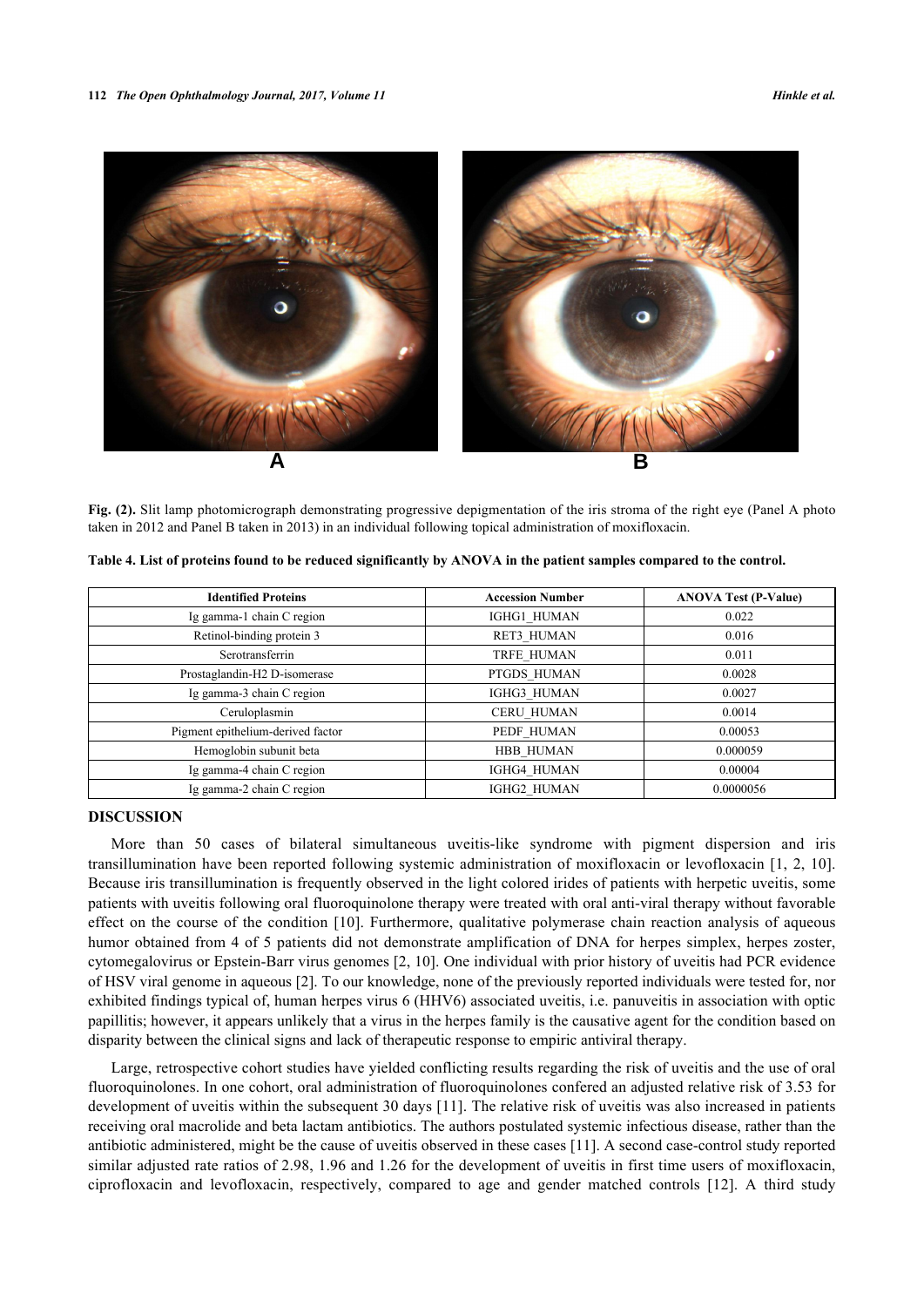**Fig. (2).** Slit lamp photomicrograph demonstrating progressive depigmentation of the iris stroma of the right eye (Panel A photo taken in 2012 and Panel B taken in 2013) in an individual following topical administration of moxifloxacin.

**Table 4. List of proteins found to be reduced significantly by ANOVA in the patient samples compared to the control.**

| Identified Proteins | Accession Number | ANOVA Test (P-Value) |
|---|---|---|
| Ig gamma-1 chain C region | IGHG1_HUMAN | 0.022 |
| Retinol-binding protein 3 | RET3_HUMAN | 0.016 |
| Serotransferrin | TRFE_HUMAN | 0.011 |
| Prostaglandin-H2 D-isomerase | PTGDS_HUMAN | 0.0028 |
| Ig gamma-3 chain C region | IGHG3_HUMAN | 0.0027 |
| Ceruloplasmin | CERU_HUMAN | 0.0014 |
| Pigment epithelium-derived factor | PEDF_HUMAN | 0.00053 |
| Hemoglobin subunit beta | HBB_HUMAN | 0.000059 |
| Ig gamma-4 chain C region | IGHG4_HUMAN | 0.00004 |
| Ig gamma-2 chain C region | IGHG2_HUMAN | 0.0000056 |

## DISCUSSION

More than 50 cases of bilateral simultaneous uveitis-like syndrome with pigment dispersion and iris transillumination have been reported following systemic administration of moxifloxacin or levofloxacin [1, 2, 10]. Because iris transillumination is frequently observed in the light colored irides of patients with herpetic uveitis, some patients with uveitis following oral fluoroquinolone therapy were treated with oral anti-viral therapy without favorable effect on the course of the condition [10]. Furthermore, qualitative polymerase chain reaction analysis of aqueous humor obtained from 4 of 5 patients did not demonstrate amplification of DNA for herpes simplex, herpes zoster, cytomegalovirus or Epstein-Barr virus genomes [2, 10]. One individual with prior history of uveitis had PCR evidence of HSV viral genome in aqueous [2]. To our knowledge, none of the previously reported individuals were tested for, nor exhibited findings typical of, human herpes virus 6 (HHV6) associated uveitis, i.e. panuveitis in association with optic papillitis; however, it appears unlikely that a virus in the herpes family is the causative agent for the condition based on disparity between the clinical signs and lack of therapeutic response to empiric antiviral therapy.

Large, retrospective cohort studies have yielded conflicting results regarding the risk of uveitis and the use of oral fluoroquinolones. In one cohort, oral administration of fluoroquinolones confered an adjusted relative risk of 3.53 for development of uveitis within the subsequent 30 days [11]. The relative risk of uveitis was also increased in patients receiving oral macrolide and beta lactam antibiotics. The authors postulated systemic infectious disease, rather than the antibiotic administered, might be the cause of uveitis observed in these cases [11]. A second case-control study reported similar adjusted rate ratios of 2.98, 1.96 and 1.26 for the development of uveitis in first time users of moxifloxacin, ciprofloxacin and levofloxacin, respectively, compared to age and gender matched controls [12]. A third study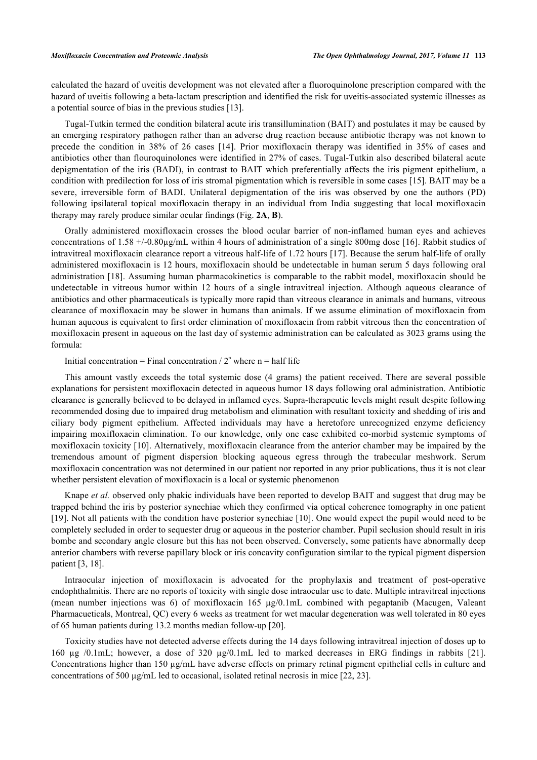calculated the hazard of uveitis development was not elevated after a fluoroquinolone prescription compared with the hazard of uveitis following a beta-lactam prescription and identified the risk for uveitis-associated systemic illnesses as a potential source of bias in the previous studies [13].

Tugal-Tutkin termed the condition bilateral acute iris transillumination (BAIT) and postulates it may be caused by an emerging respiratory pathogen rather than an adverse drug reaction because antibiotic therapy was not known to precede the condition in 38% of 26 cases [14]. Prior moxifloxacin therapy was identified in 35% of cases and antibiotics other than flouroquinolones were identified in 27% of cases. Tugal-Tutkin also described bilateral acute depigmentation of the iris (BADI), in contrast to BAIT which preferentially affects the iris pigment epithelium, a condition with predilection for loss of iris stromal pigmentation which is reversible in some cases [15]. BAIT may be a severe, irreversible form of BADI. Unilateral depigmentation of the iris was observed by one the authors (PD) following ipsilateral topical moxifloxacin therapy in an individual from India suggesting that local moxifloxacin therapy may rarely produce similar ocular findings (Fig. **2A**, **B**).

Orally administered moxifloxacin crosses the blood ocular barrier of non-inflamed human eyes and achieves concentrations of 1.58 +/-0.80µg/mL within 4 hours of administration of a single 800mg dose [16]. Rabbit studies of intravitreal moxifloxacin clearance report a vitreous half-life of 1.72 hours [17]. Because the serum half-life of orally administered moxifloxacin is 12 hours, moxifloxacin should be undetectable in human serum 5 days following oral administration [18]. Assuming human pharmacokinetics is comparable to the rabbit model, moxifloxacin should be undetectable in vitreous humor within 12 hours of a single intravitreal injection. Although aqueous clearance of antibiotics and other pharmaceuticals is typically more rapid than vitreous clearance in animals and humans, vitreous clearance of moxifloxacin may be slower in humans than animals. If we assume elimination of moxifloxacin from human aqueous is equivalent to first order elimination of moxifloxacin from rabbit vitreous then the concentration of moxifloxacin present in aqueous on the last day of systemic administration can be calculated as 3023 grams using the formula:

Initial concentration = Final concentration / $2^n$ where n = half life

This amount vastly exceeds the total systemic dose (4 grams) the patient received. There are several possible explanations for persistent moxifloxacin detected in aqueous humor 18 days following oral administration. Antibiotic clearance is generally believed to be delayed in inflamed eyes. Supra-therapeutic levels might result despite following recommended dosing due to impaired drug metabolism and elimination with resultant toxicity and shedding of iris and ciliary body pigment epithelium. Affected individuals may have a heretofore unrecognized enzyme deficiency impairing moxifloxacin elimination. To our knowledge, only one case exhibited co-morbid systemic symptoms of moxifloxacin toxicity [10]. Alternatively, moxifloxacin clearance from the anterior chamber may be impaired by the tremendous amount of pigment dispersion blocking aqueous egress through the trabecular meshwork. Serum moxifloxacin concentration was not determined in our patient nor reported in any prior publications, thus it is not clear whether persistent elevation of moxifloxacin is a local or systemic phenomenon

Knape *et al.* observed only phakic individuals have been reported to develop BAIT and suggest that drug may be trapped behind the iris by posterior synechiae which they confirmed via optical coherence tomography in one patient [19]. Not all patients with the condition have posterior synechiae [10]. One would expect the pupil would need to be completely secluded in order to sequester drug or aqueous in the posterior chamber. Pupil seclusion should result in iris bombe and secondary angle closure but this has not been observed. Conversely, some patients have abnormally deep anterior chambers with reverse papillary block or iris concavity configuration similar to the typical pigment dispersion patient [3, 18].

Intraocular injection of moxifloxacin is advocated for the prophylaxis and treatment of post-operative endophthalmitis. There are no reports of toxicity with single dose intraocular use to date. Multiple intravitreal injections (mean number injections was 6) of moxifloxacin 165 µg/0.1mL combined with pegaptanib (Macugen, Valeant Pharmacueticals, Montreal, QC) every 6 weeks as treatment for wet macular degeneration was well tolerated in 80 eyes of 65 human patients during 13.2 months median follow-up [20].

Toxicity studies have not detected adverse effects during the 14 days following intravitreal injection of doses up to 160 µg /0.1mL; however, a dose of 320 µg/0.1mL led to marked decreases in ERG findings in rabbits [21]. Concentrations higher than 150 µg/mL have adverse effects on primary retinal pigment epithelial cells in culture and concentrations of 500 µg/mL led to occasional, isolated retinal necrosis in mice [22, 23].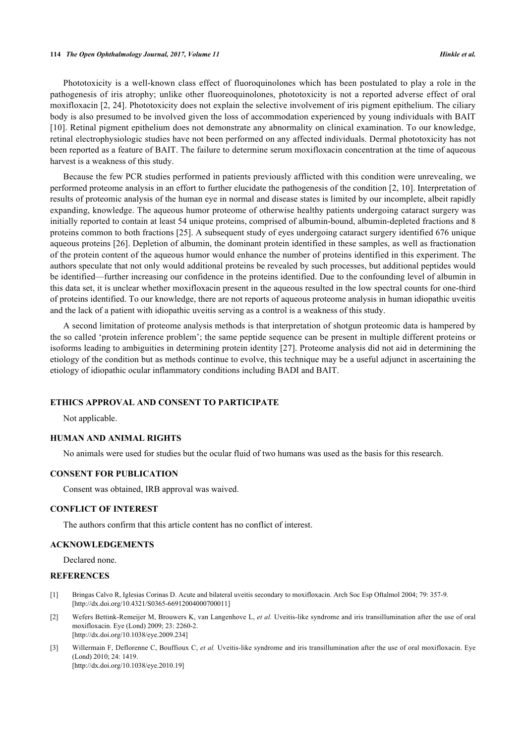Phototoxicity is a well-known class effect of fluoroquinolones which has been postulated to play a role in the pathogenesis of iris atrophy; unlike other fluoreoquinolones, phototoxicity is not a reported adverse effect of oral moxifloxacin [2, 24]. Phototoxicity does not explain the selective involvement of iris pigment epithelium. The ciliary body is also presumed to be involved given the loss of accommodation experienced by young individuals with BAIT [10]. Retinal pigment epithelium does not demonstrate any abnormality on clinical examination. To our knowledge, retinal electrophysiologic studies have not been performed on any affected individuals. Dermal phototoxicity has not been reported as a feature of BAIT. The failure to determine serum moxifloxacin concentration at the time of aqueous harvest is a weakness of this study.

Because the few PCR studies performed in patients previously afflicted with this condition were unrevealing, we performed proteome analysis in an effort to further elucidate the pathogenesis of the condition [2, 10]. Interpretation of results of proteomic analysis of the human eye in normal and disease states is limited by our incomplete, albeit rapidly expanding, knowledge. The aqueous humor proteome of otherwise healthy patients undergoing cataract surgery was initially reported to contain at least 54 unique proteins, comprised of albumin-bound, albumin-depleted fractions and 8 proteins common to both fractions [25]. A subsequent study of eyes undergoing cataract surgery identified 676 unique aqueous proteins [26]. Depletion of albumin, the dominant protein identified in these samples, as well as fractionation of the protein content of the aqueous humor would enhance the number of proteins identified in this experiment. The authors speculate that not only would additional proteins be revealed by such processes, but additional peptides would be identified—further increasing our confidence in the proteins identified. Due to the confounding level of albumin in this data set, it is unclear whether moxifloxacin present in the aqueous resulted in the low spectral counts for one-third of proteins identified. To our knowledge, there are not reports of aqueous proteome analysis in human idiopathic uveitis and the lack of a patient with idiopathic uveitis serving as a control is a weakness of this study.

A second limitation of proteome analysis methods is that interpretation of shotgun proteomic data is hampered by the so called 'protein inference problem'; the same peptide sequence can be present in multiple different proteins or isoforms leading to ambiguities in determining protein identity [27]. Proteome analysis did not aid in determining the etiology of the condition but as methods continue to evolve, this technique may be a useful adjunct in ascertaining the etiology of idiopathic ocular inflammatory conditions including BADI and BAIT.

## ETHICS APPROVAL AND CONSENT TO PARTICIPATE

Not applicable.

## HUMAN AND ANIMAL RIGHTS

No animals were used for studies but the ocular fluid of two humans was used as the basis for this research.

## CONSENT FOR PUBLICATION

Consent was obtained, IRB approval was waived.

## CONFLICT OF INTEREST

The authors confirm that this article content has no conflict of interest.

## ACKNOWLEDGEMENTS

Declared none.

## REFERENCES

[1] Bringas Calvo R, Iglesias Corinas D. Acute and bilateral uveitis secondary to moxifloxacin. Arch Soc Esp Oftalmol 2004; 79: 357-9. [http://dx.doi.org/10.4321/S0365-66912004000700011]

[2] Wefers Bettink-Remeijer M, Brouwers K, van Langenhove L, *et al.* Uveitis-like syndrome and iris transillumination after the use of oral moxifloxacin. Eye (Lond) 2009; 23: 2260-2. [http://dx.doi.org/10.1038/eye.2009.234]

[3] Willermain F, Deflorenne C, Bouffioux C, *et al.* Uveitis-like syndrome and iris transillumination after the use of oral moxifloxacin. Eye (Lond) 2010; 24: 1419. [http://dx.doi.org/10.1038/eye.2010.19]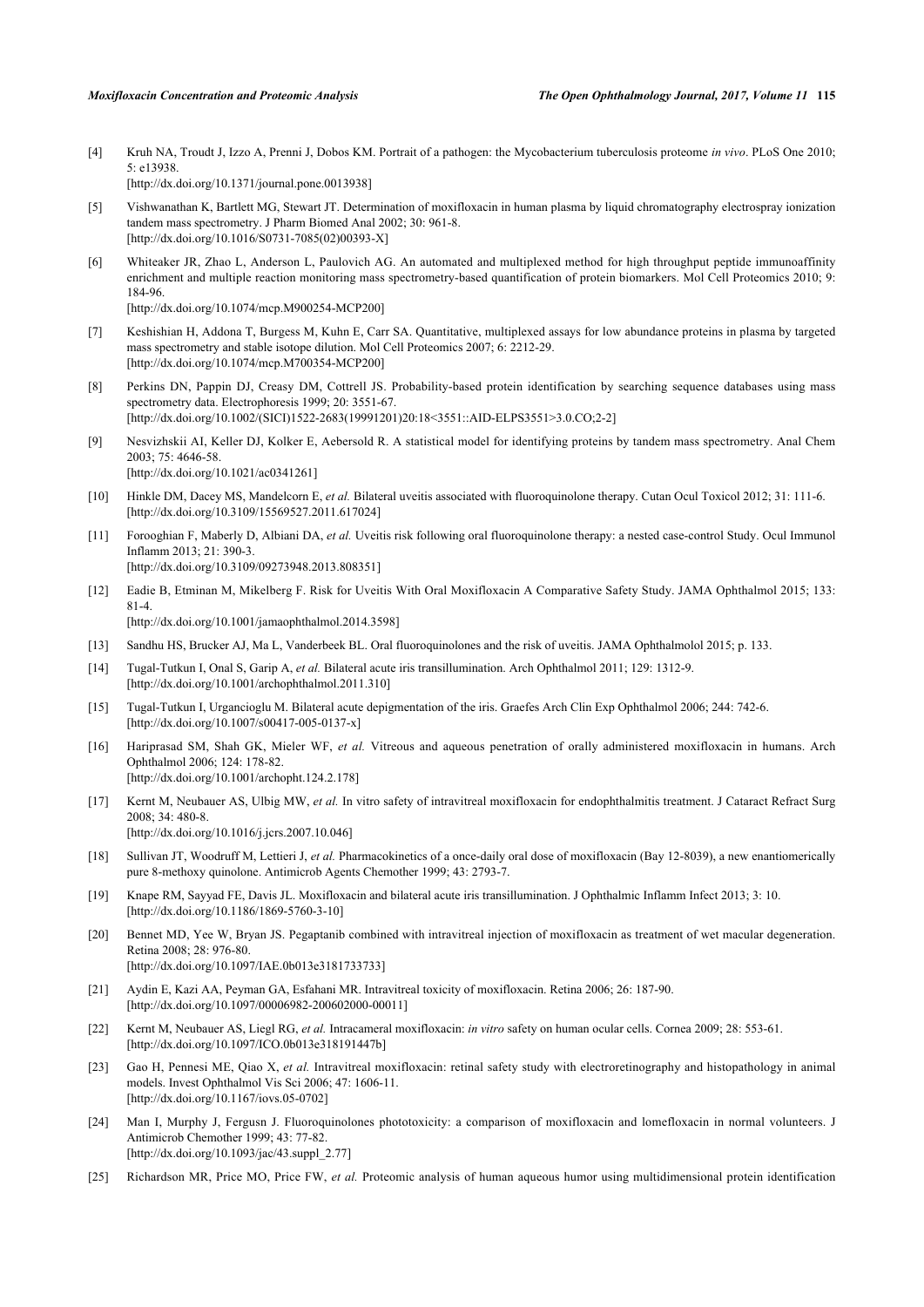[4] Kruh NA, Troudt J, Izzo A, Prenni J, Dobos KM. Portrait of a pathogen: the Mycobacterium tuberculosis proteome *in vivo*. PLoS One 2010; 5: e13938.
[http://dx.doi.org/10.1371/journal.pone.0013938]

[5] Vishwanathan K, Bartlett MG, Stewart JT. Determination of moxifloxacin in human plasma by liquid chromatography electrospray ionization tandem mass spectrometry. J Pharm Biomed Anal 2002; 30: 961-8.
[http://dx.doi.org/10.1016/S0731-7085(02)00393-X]

[6] Whiteaker JR, Zhao L, Anderson L, Paulovich AG. An automated and multiplexed method for high throughput peptide immunoaffinity enrichment and multiple reaction monitoring mass spectrometry-based quantification of protein biomarkers. Mol Cell Proteomics 2010; 9: 184-96.
[http://dx.doi.org/10.1074/mcp.M900254-MCP200]

[7] Keshishian H, Addona T, Burgess M, Kuhn E, Carr SA. Quantitative, multiplexed assays for low abundance proteins in plasma by targeted mass spectrometry and stable isotope dilution. Mol Cell Proteomics 2007; 6: 2212-29.
[http://dx.doi.org/10.1074/mcp.M700354-MCP200]

[8] Perkins DN, Pappin DJ, Creasy DM, Cottrell JS. Probability-based protein identification by searching sequence databases using mass spectrometry data. Electrophoresis 1999; 20: 3551-67.
[http://dx.doi.org/10.1002/(SICI)1522-2683(19991201)20:18<3551::AID-ELPS3551>3.0.CO;2-2]

[9] Nesvizhskii AI, Keller DJ, Kolker E, Aebersold R. A statistical model for identifying proteins by tandem mass spectrometry. Anal Chem 2003; 75: 4646-58.
[http://dx.doi.org/10.1021/ac0341261]

[10] Hinkle DM, Dacey MS, Mandelcorn E, *et al.* Bilateral uveitis associated with fluoroquinolone therapy. Cutan Ocul Toxicol 2012; 31: 111-6.
[http://dx.doi.org/10.3109/15569527.2011.617024]

[11] Forooghian F, Maberly D, Albiani DA, *et al.* Uveitis risk following oral fluoroquinolone therapy: a nested case-control Study. Ocul Immunol Inflamm 2013; 21: 390-3.
[http://dx.doi.org/10.3109/09273948.2013.808351]

[12] Eadie B, Etminan M, Mikelberg F. Risk for Uveitis With Oral Moxifloxacin A Comparative Safety Study. JAMA Ophthalmol 2015; 133: 81-4.
[http://dx.doi.org/10.1001/jamaophthalmol.2014.3598]

[13] Sandhu HS, Brucker AJ, Ma L, Vanderbeek BL. Oral fluoroquinolones and the risk of uveitis. JAMA Ophthalmolol 2015; p. 133.

[14] Tugal-Tutkun I, Onal S, Garip A, *et al.* Bilateral acute iris transillumination. Arch Ophthalmol 2011; 129: 1312-9.
[http://dx.doi.org/10.1001/archophthalmol.2011.310]

[15] Tugal-Tutkun I, Urgancioglu M. Bilateral acute depigmentation of the iris. Graefes Arch Clin Exp Ophthalmol 2006; 244: 742-6.
[http://dx.doi.org/10.1007/s00417-005-0137-x]

[16] Hariprasad SM, Shah GK, Mieler WF, *et al.* Vitreous and aqueous penetration of orally administered moxifloxacin in humans. Arch Ophthalmol 2006; 124: 178-82.
[http://dx.doi.org/10.1001/archopht.124.2.178]

[17] Kernt M, Neubauer AS, Ulbig MW, *et al.* In vitro safety of intravitreal moxifloxacin for endophthalmitis treatment. J Cataract Refract Surg 2008; 34: 480-8.
[http://dx.doi.org/10.1016/j.jcrs.2007.10.046]

[18] Sullivan JT, Woodruff M, Lettieri J, *et al.* Pharmacokinetics of a once-daily oral dose of moxifloxacin (Bay 12-8039), a new enantiomerically pure 8-methoxy quinolone. Antimicrob Agents Chemother 1999; 43: 2793-7.

[19] Knape RM, Sayyad FE, Davis JL. Moxifloxacin and bilateral acute iris transillumination. J Ophthalmic Inflamm Infect 2013; 3: 10.
[http://dx.doi.org/10.1186/1869-5760-3-10]

[20] Bennet MD, Yee W, Bryan JS. Pegaptanib combined with intravitreal injection of moxifloxacin as treatment of wet macular degeneration. Retina 2008; 28: 976-80.
[http://dx.doi.org/10.1097/IAE.0b013e3181733733]

[21] Aydin E, Kazi AA, Peyman GA, Esfahani MR. Intravitreal toxicity of moxifloxacin. Retina 2006; 26: 187-90.
[http://dx.doi.org/10.1097/00006982-200602000-00011]

[22] Kernt M, Neubauer AS, Liegl RG, *et al.* Intracameral moxifloxacin: *in vitro* safety on human ocular cells. Cornea 2009; 28: 553-61.
[http://dx.doi.org/10.1097/ICO.0b013e318191447b]

[23] Gao H, Pennesi ME, Qiao X, *et al.* Intravitreal moxifloxacin: retinal safety study with electroretinography and histopathology in animal models. Invest Ophthalmol Vis Sci 2006; 47: 1606-11.
[http://dx.doi.org/10.1167/iovs.05-0702]

[24] Man I, Murphy J, Fergusn J. Fluoroquinolones phototoxicity: a comparison of moxifloxacin and lomefloxacin in normal volunteers. J Antimicrob Chemother 1999; 43: 77-82.
[http://dx.doi.org/10.1093/jac/43.suppl_2.77]

[25] Richardson MR, Price MO, Price FW, *et al.* Proteomic analysis of human aqueous humor using multidimensional protein identification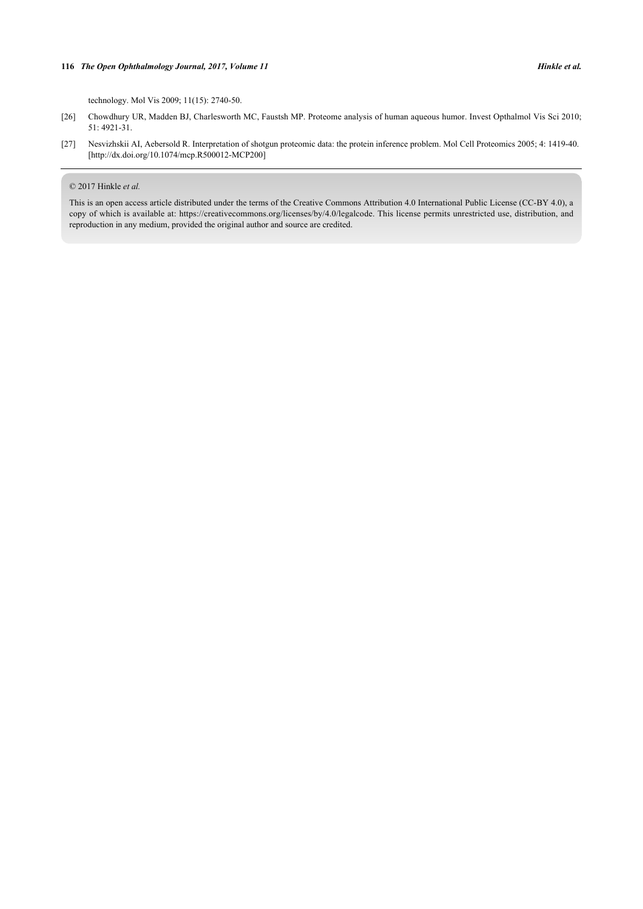technology. Mol Vis 2009; 11(15): 2740-50.

[26] Chowdhury UR, Madden BJ, Charlesworth MC, Faustsh MP. Proteome analysis of human aqueous humor. Invest Opthalmol Vis Sci 2010; 51: 4921-31.

[27] Nesvizhskii AI, Aebersold R. Interpretation of shotgun proteomic data: the protein inference problem. Mol Cell Proteomics 2005; 4: 1419-40. [http://dx.doi.org/10.1074/mcp.R500012-MCP200]

---

© 2017 Hinkle *et al.*

This is an open access article distributed under the terms of the Creative Commons Attribution 4.0 International Public License (CC-BY 4.0), a copy of which is available at: https://creativecommons.org/licenses/by/4.0/legalcode. This license permits unrestricted use, distribution, and reproduction in any medium, provided the original author and source are credited.